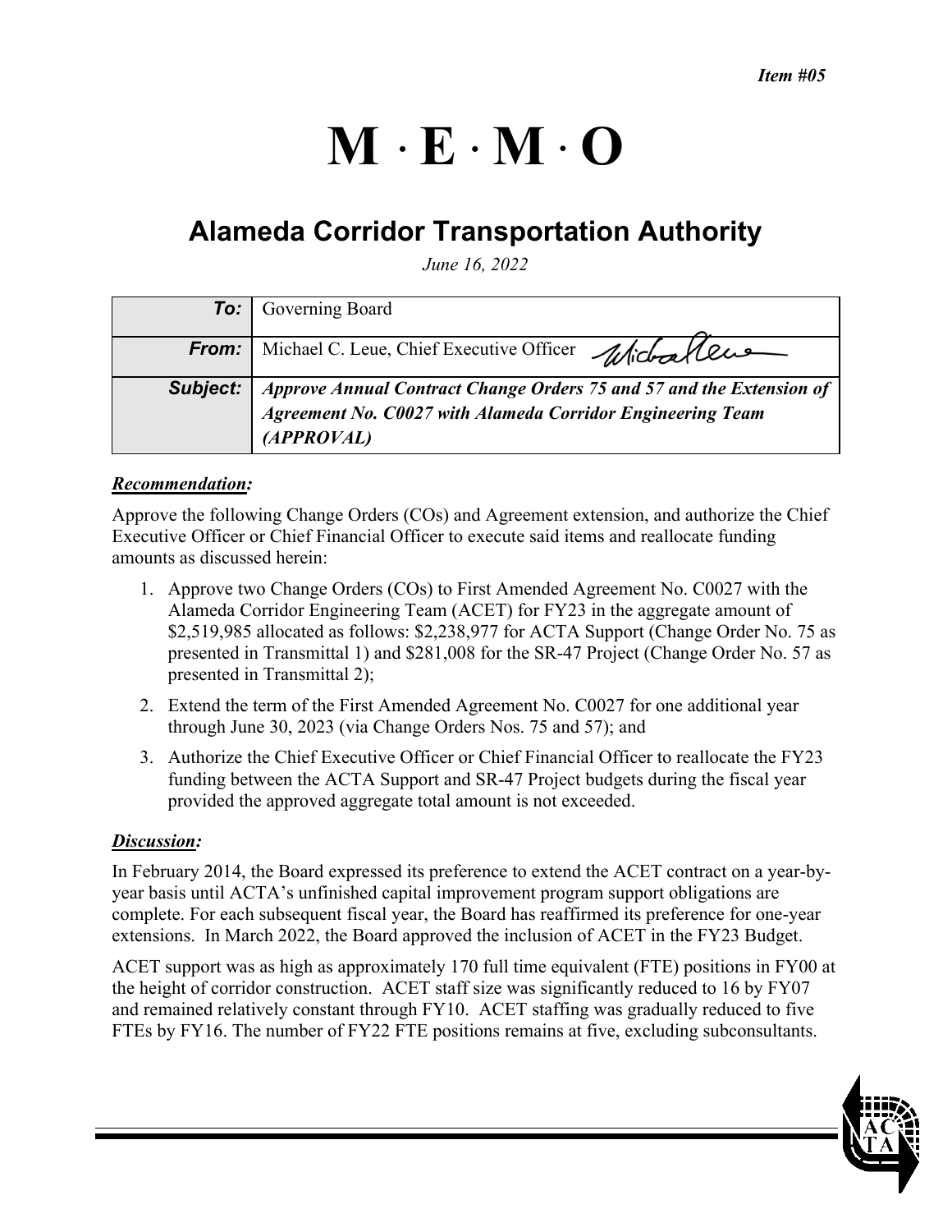*Item #05*

# M · E · M · O

## Alameda Corridor Transportation Authority

*June 16, 2022*

| | |
|---|---|
| **To:** | Governing Board |
| **From:** | Michael C. Leue, Chief Executive Officer |
| **Subject:** | ***Approve Annual Contract Change Orders 75 and 57 and the Extension of Agreement No. C0027 with Alameda Corridor Engineering Team (APPROVAL)*** |

***Recommendation:***

Approve the following Change Orders (COs) and Agreement extension, and authorize the Chief Executive Officer or Chief Financial Officer to execute said items and reallocate funding amounts as discussed herein:

1. Approve two Change Orders (COs) to First Amended Agreement No. C0027 with the Alameda Corridor Engineering Team (ACET) for FY23 in the aggregate amount of $2,519,985 allocated as follows: $2,238,977 for ACTA Support (Change Order No. 75 as presented in Transmittal 1) and $281,008 for the SR-47 Project (Change Order No. 57 as presented in Transmittal 2);
2. Extend the term of the First Amended Agreement No. C0027 for one additional year through June 30, 2023 (via Change Orders Nos. 75 and 57); and
3. Authorize the Chief Executive Officer or Chief Financial Officer to reallocate the FY23 funding between the ACTA Support and SR-47 Project budgets during the fiscal year provided the approved aggregate total amount is not exceeded.

***Discussion:***

In February 2014, the Board expressed its preference to extend the ACET contract on a year-by-year basis until ACTA's unfinished capital improvement program support obligations are complete. For each subsequent fiscal year, the Board has reaffirmed its preference for one-year extensions. In March 2022, the Board approved the inclusion of ACET in the FY23 Budget.

ACET support was as high as approximately 170 full time equivalent (FTE) positions in FY00 at the height of corridor construction. ACET staff size was significantly reduced to 16 by FY07 and remained relatively constant through FY10. ACET staffing was gradually reduced to five FTEs by FY16. The number of FY22 FTE positions remains at five, excluding subconsultants.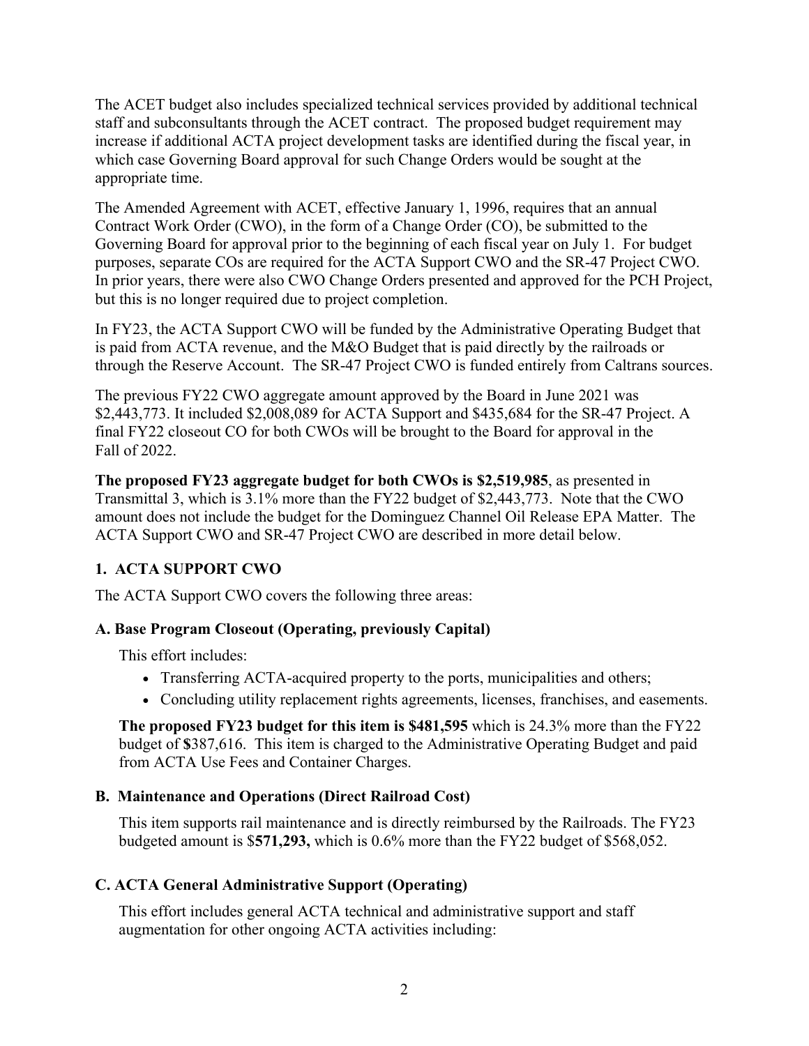The ACET budget also includes specialized technical services provided by additional technical staff and subconsultants through the ACET contract. The proposed budget requirement may increase if additional ACTA project development tasks are identified during the fiscal year, in which case Governing Board approval for such Change Orders would be sought at the appropriate time.

The Amended Agreement with ACET, effective January 1, 1996, requires that an annual Contract Work Order (CWO), in the form of a Change Order (CO), be submitted to the Governing Board for approval prior to the beginning of each fiscal year on July 1. For budget purposes, separate COs are required for the ACTA Support CWO and the SR-47 Project CWO. In prior years, there were also CWO Change Orders presented and approved for the PCH Project, but this is no longer required due to project completion.

In FY23, the ACTA Support CWO will be funded by the Administrative Operating Budget that is paid from ACTA revenue, and the M&O Budget that is paid directly by the railroads or through the Reserve Account. The SR-47 Project CWO is funded entirely from Caltrans sources.

The previous FY22 CWO aggregate amount approved by the Board in June 2021 was $2,443,773. It included $2,008,089 for ACTA Support and $435,684 for the SR-47 Project. A final FY22 closeout CO for both CWOs will be brought to the Board for approval in the Fall of 2022.

**The proposed FY23 aggregate budget for both CWOs is $2,519,985**, as presented in Transmittal 3, which is 3.1% more than the FY22 budget of $2,443,773. Note that the CWO amount does not include the budget for the Dominguez Channel Oil Release EPA Matter. The ACTA Support CWO and SR-47 Project CWO are described in more detail below.

### 1. ACTA SUPPORT CWO

The ACTA Support CWO covers the following three areas:

#### A. Base Program Closeout (Operating, previously Capital)

This effort includes:

- Transferring ACTA-acquired property to the ports, municipalities and others;
- Concluding utility replacement rights agreements, licenses, franchises, and easements.

**The proposed FY23 budget for this item is $481,595** which is 24.3% more than the FY22 budget of **$**387,616. This item is charged to the Administrative Operating Budget and paid from ACTA Use Fees and Container Charges.

#### B. Maintenance and Operations (Direct Railroad Cost)

This item supports rail maintenance and is directly reimbursed by the Railroads. The FY23 budgeted amount is $**571,293,** which is 0.6% more than the FY22 budget of $568,052.

#### C. ACTA General Administrative Support (Operating)

This effort includes general ACTA technical and administrative support and staff augmentation for other ongoing ACTA activities including: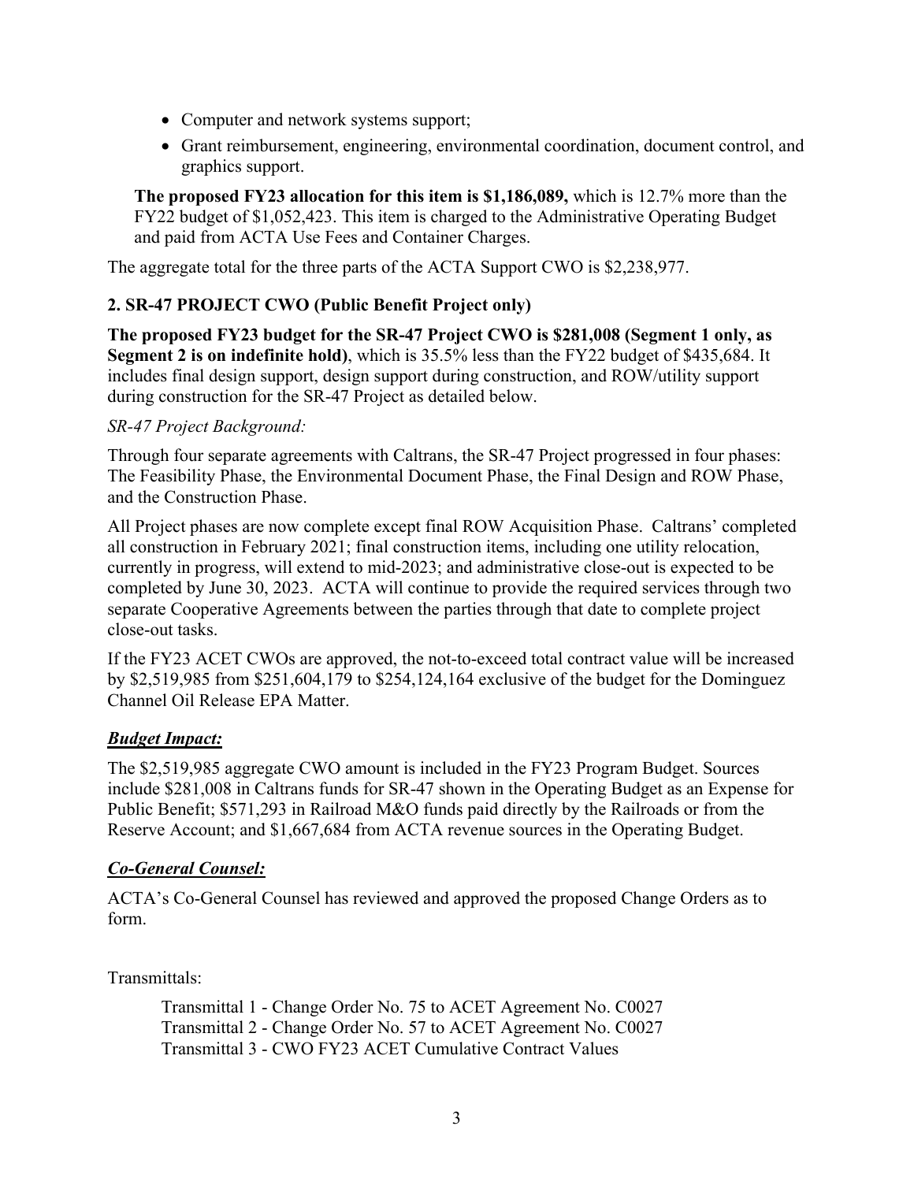- Computer and network systems support;
- Grant reimbursement, engineering, environmental coordination, document control, and graphics support.

**The proposed FY23 allocation for this item is $1,186,089,** which is 12.7% more than the FY22 budget of $1,052,423. This item is charged to the Administrative Operating Budget and paid from ACTA Use Fees and Container Charges.

The aggregate total for the three parts of the ACTA Support CWO is $2,238,977.

**2. SR-47 PROJECT CWO (Public Benefit Project only)**

**The proposed FY23 budget for the SR-47 Project CWO is $281,008 (Segment 1 only, as Segment 2 is on indefinite hold)**, which is 35.5% less than the FY22 budget of $435,684. It includes final design support, design support during construction, and ROW/utility support during construction for the SR-47 Project as detailed below.

*SR-47 Project Background:*

Through four separate agreements with Caltrans, the SR-47 Project progressed in four phases: The Feasibility Phase, the Environmental Document Phase, the Final Design and ROW Phase, and the Construction Phase.

All Project phases are now complete except final ROW Acquisition Phase. Caltrans' completed all construction in February 2021; final construction items, including one utility relocation, currently in progress, will extend to mid-2023; and administrative close-out is expected to be completed by June 30, 2023. ACTA will continue to provide the required services through two separate Cooperative Agreements between the parties through that date to complete project close-out tasks.

If the FY23 ACET CWOs are approved, the not-to-exceed total contract value will be increased by $2,519,985 from $251,604,179 to $254,124,164 exclusive of the budget for the Dominguez Channel Oil Release EPA Matter.

***Budget Impact:***

The $2,519,985 aggregate CWO amount is included in the FY23 Program Budget. Sources include $281,008 in Caltrans funds for SR-47 shown in the Operating Budget as an Expense for Public Benefit; $571,293 in Railroad M&O funds paid directly by the Railroads or from the Reserve Account; and $1,667,684 from ACTA revenue sources in the Operating Budget.

***Co-General Counsel:***

ACTA's Co-General Counsel has reviewed and approved the proposed Change Orders as to form.

Transmittals:

Transmittal 1 - Change Order No. 75 to ACET Agreement No. C0027
Transmittal 2 - Change Order No. 57 to ACET Agreement No. C0027
Transmittal 3 - CWO FY23 ACET Cumulative Contract Values